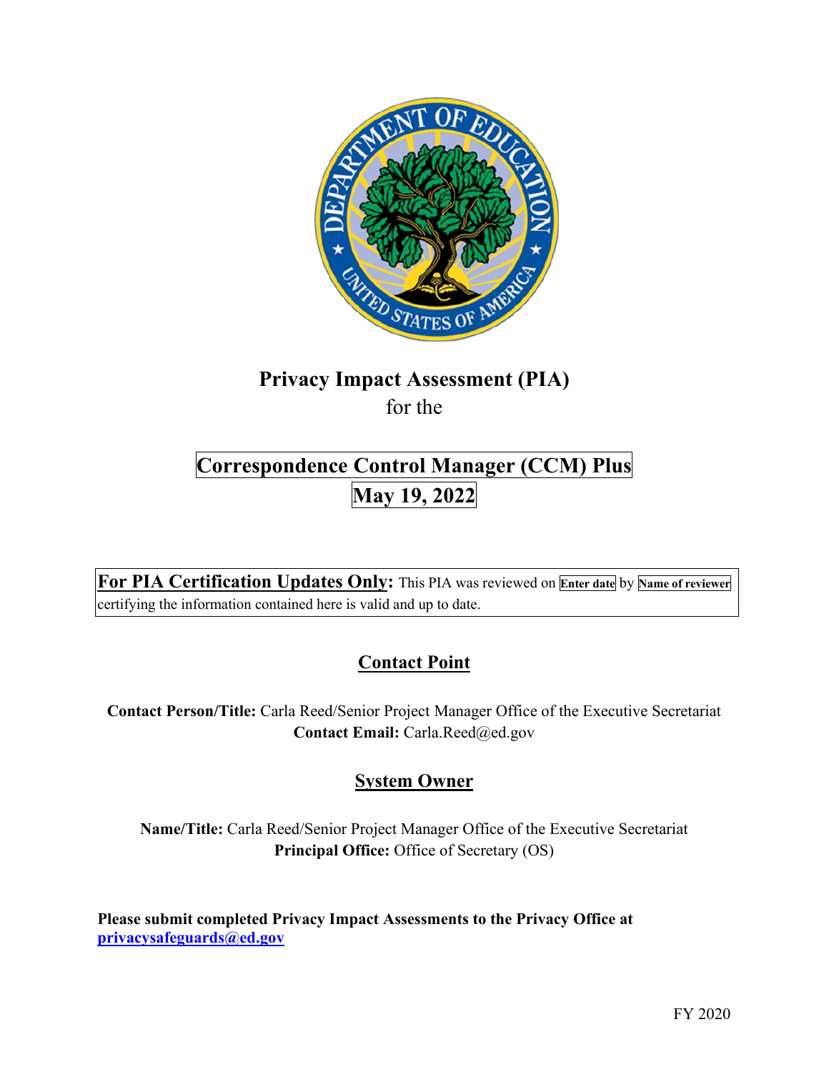# Privacy Impact Assessment (PIA)

for the

## Correspondence Control Manager (CCM) Plus

## May 19, 2022

**For PIA Certification Updates Only:** This PIA was reviewed on **Enter date** by **Name of reviewer** certifying the information contained here is valid and up to date.

## Contact Point

**Contact Person/Title:** Carla Reed/Senior Project Manager Office of the Executive Secretariat

**Contact Email:** Carla.Reed@ed.gov

## System Owner

**Name/Title:** Carla Reed/Senior Project Manager Office of the Executive Secretariat

**Principal Office:** Office of Secretary (OS)

**Please submit completed Privacy Impact Assessments to the Privacy Office at privacysafeguards@ed.gov**

FY 2020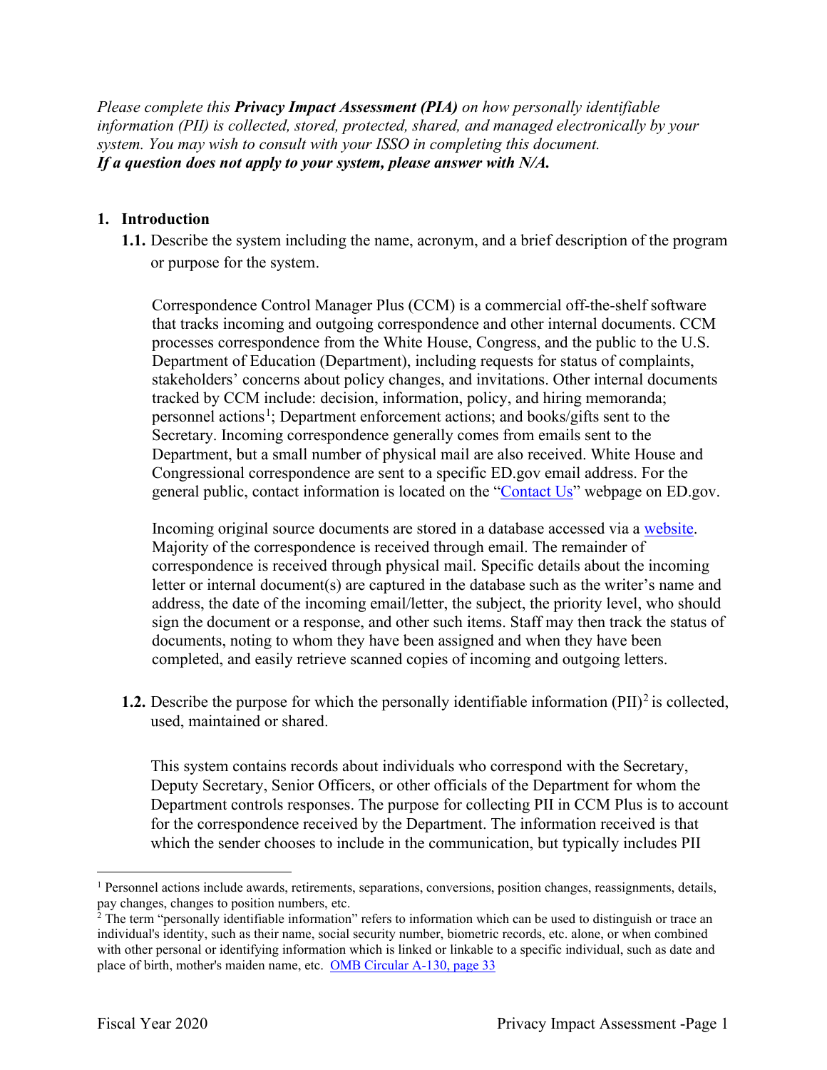*Please complete this **Privacy Impact Assessment (PIA)** on how personally identifiable information (PII) is collected, stored, protected, shared, and managed electronically by your system. You may wish to consult with your ISSO in completing this document.*
***If a question does not apply to your system, please answer with N/A.***

## 1. Introduction

**1.1.** Describe the system including the name, acronym, and a brief description of the program or purpose for the system.

Correspondence Control Manager Plus (CCM) is a commercial off-the-shelf software that tracks incoming and outgoing correspondence and other internal documents. CCM processes correspondence from the White House, Congress, and the public to the U.S. Department of Education (Department), including requests for status of complaints, stakeholders' concerns about policy changes, and invitations. Other internal documents tracked by CCM include: decision, information, policy, and hiring memoranda; personnel actions[1]; Department enforcement actions; and books/gifts sent to the Secretary. Incoming correspondence generally comes from emails sent to the Department, but a small number of physical mail are also received. White House and Congressional correspondence are sent to a specific ED.gov email address. For the general public, contact information is located on the "Contact Us" webpage on ED.gov.

Incoming original source documents are stored in a database accessed via a website. Majority of the correspondence is received through email. The remainder of correspondence is received through physical mail. Specific details about the incoming letter or internal document(s) are captured in the database such as the writer's name and address, the date of the incoming email/letter, the subject, the priority level, who should sign the document or a response, and other such items. Staff may then track the status of documents, noting to whom they have been assigned and when they have been completed, and easily retrieve scanned copies of incoming and outgoing letters.

**1.2.** Describe the purpose for which the personally identifiable information (PII)[2] is collected, used, maintained or shared.

This system contains records about individuals who correspond with the Secretary, Deputy Secretary, Senior Officers, or other officials of the Department for whom the Department controls responses. The purpose for collecting PII in CCM Plus is to account for the correspondence received by the Department. The information received is that which the sender chooses to include in the communication, but typically includes PII

---

[1] Personnel actions include awards, retirements, separations, conversions, position changes, reassignments, details, pay changes, changes to position numbers, etc.

[2] The term "personally identifiable information" refers to information which can be used to distinguish or trace an individual's identity, such as their name, social security number, biometric records, etc. alone, or when combined with other personal or identifying information which is linked or linkable to a specific individual, such as date and place of birth, mother's maiden name, etc. OMB Circular A-130, page 33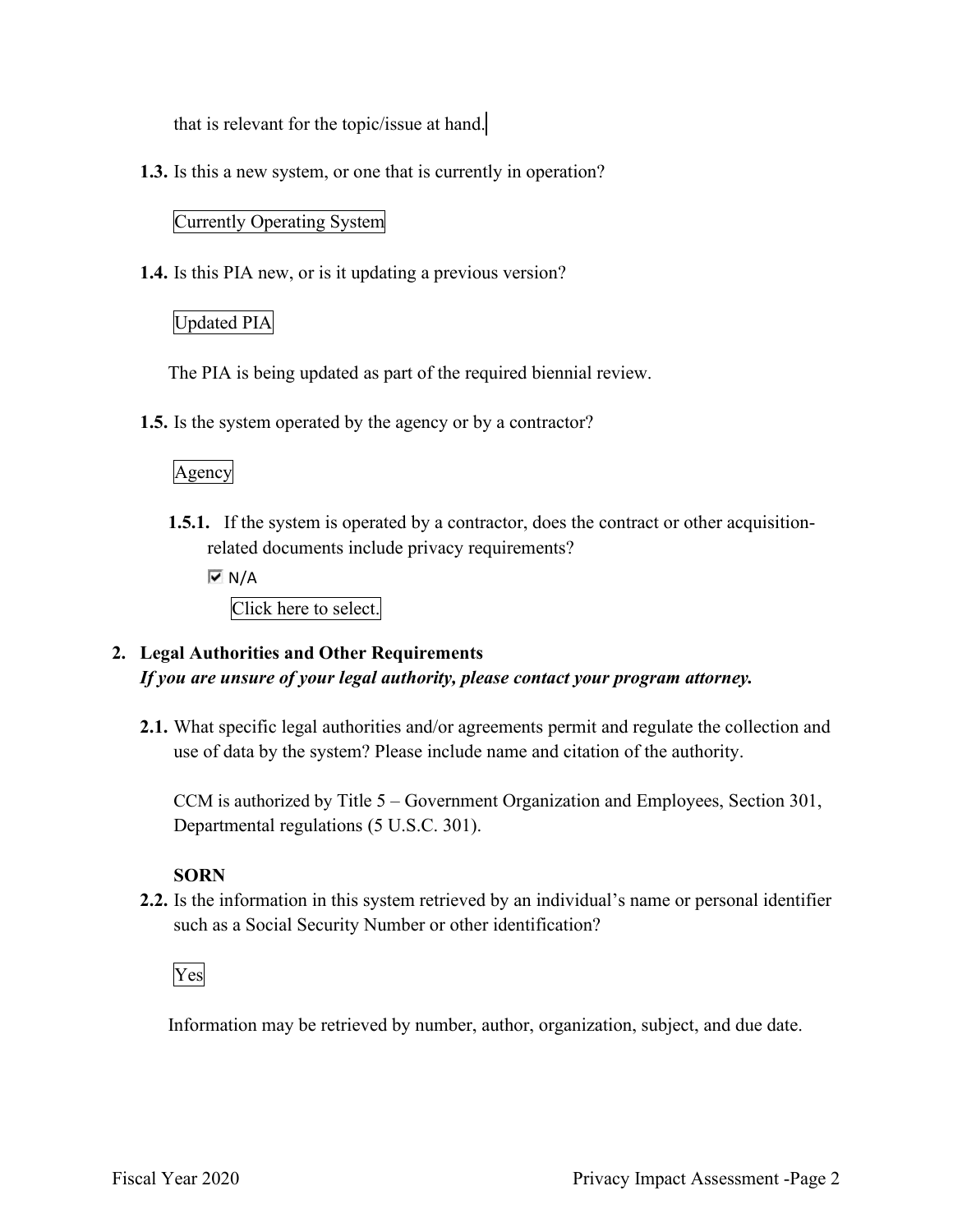that is relevant for the topic/issue at hand.

**1.3.** Is this a new system, or one that is currently in operation?

Currently Operating System

**1.4.** Is this PIA new, or is it updating a previous version?

Updated PIA

The PIA is being updated as part of the required biennial review.

**1.5.** Is the system operated by the agency or by a contractor?

Agency

**1.5.1.** If the system is operated by a contractor, does the contract or other acquisition-related documents include privacy requirements?

☑ N/A

Click here to select.

## 2. Legal Authorities and Other Requirements

***If you are unsure of your legal authority, please contact your program attorney.***

**2.1.** What specific legal authorities and/or agreements permit and regulate the collection and use of data by the system? Please include name and citation of the authority.

CCM is authorized by Title 5 – Government Organization and Employees, Section 301, Departmental regulations (5 U.S.C. 301).

**SORN**

**2.2.** Is the information in this system retrieved by an individual's name or personal identifier such as a Social Security Number or other identification?

Yes

Information may be retrieved by number, author, organization, subject, and due date.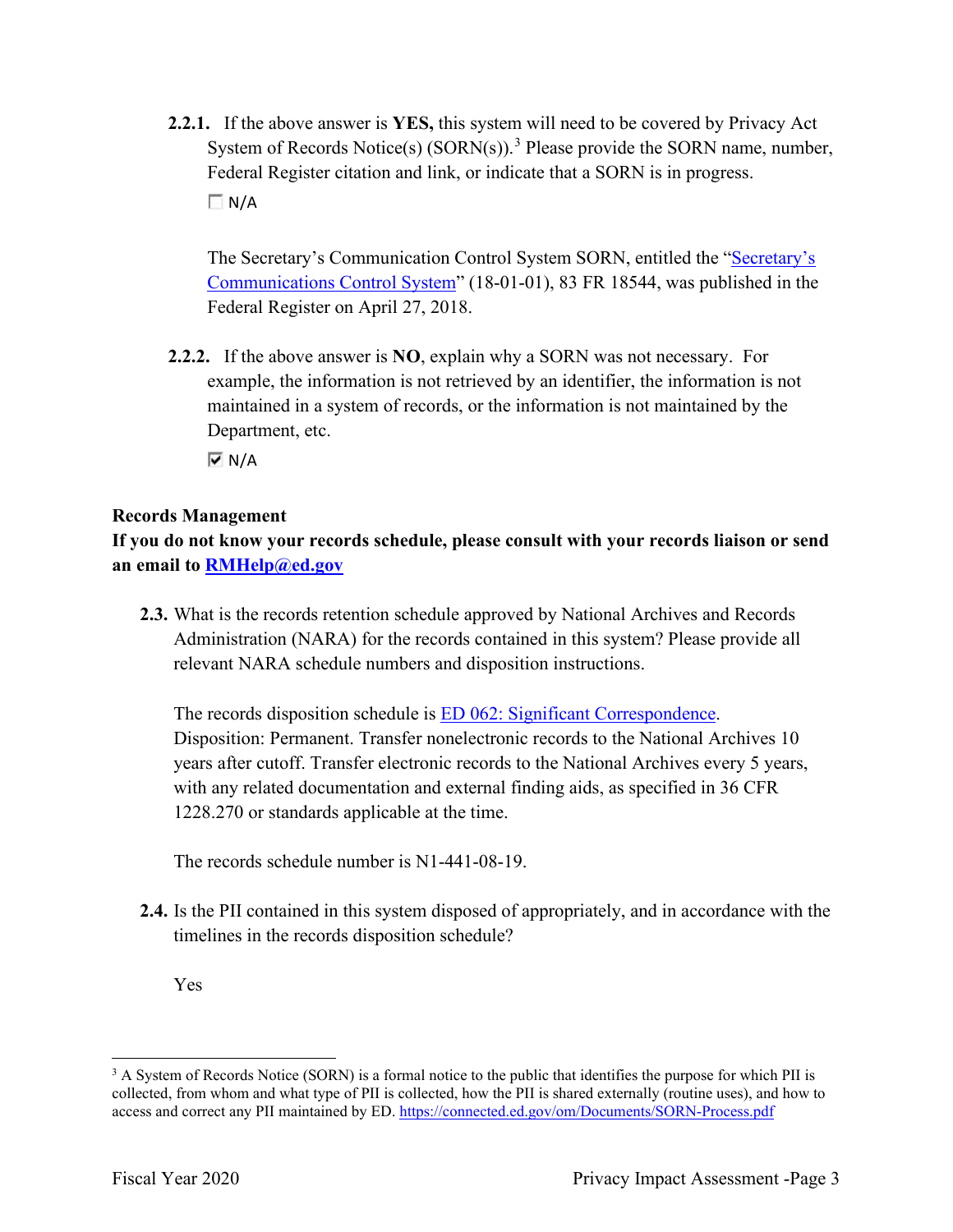**2.2.1.** If the above answer is **YES,** this system will need to be covered by Privacy Act System of Records Notice(s) (SORN(s)).[3] Please provide the SORN name, number, Federal Register citation and link, or indicate that a SORN is in progress.

☐ N/A

The Secretary's Communication Control System SORN, entitled the "Secretary's Communications Control System" (18-01-01), 83 FR 18544, was published in the Federal Register on April 27, 2018.

**2.2.2.** If the above answer is **NO**, explain why a SORN was not necessary. For example, the information is not retrieved by an identifier, the information is not maintained in a system of records, or the information is not maintained by the Department, etc.

☑ N/A

**Records Management**

**If you do not know your records schedule, please consult with your records liaison or send an email to RMHelp@ed.gov**

**2.3.** What is the records retention schedule approved by National Archives and Records Administration (NARA) for the records contained in this system? Please provide all relevant NARA schedule numbers and disposition instructions.

The records disposition schedule is ED 062: Significant Correspondence. Disposition: Permanent. Transfer nonelectronic records to the National Archives 10 years after cutoff. Transfer electronic records to the National Archives every 5 years, with any related documentation and external finding aids, as specified in 36 CFR 1228.270 or standards applicable at the time.

The records schedule number is N1-441-08-19.

**2.4.** Is the PII contained in this system disposed of appropriately, and in accordance with the timelines in the records disposition schedule?

Yes

---

[3] A System of Records Notice (SORN) is a formal notice to the public that identifies the purpose for which PII is collected, from whom and what type of PII is collected, how the PII is shared externally (routine uses), and how to access and correct any PII maintained by ED. https://connected.ed.gov/om/Documents/SORN-Process.pdf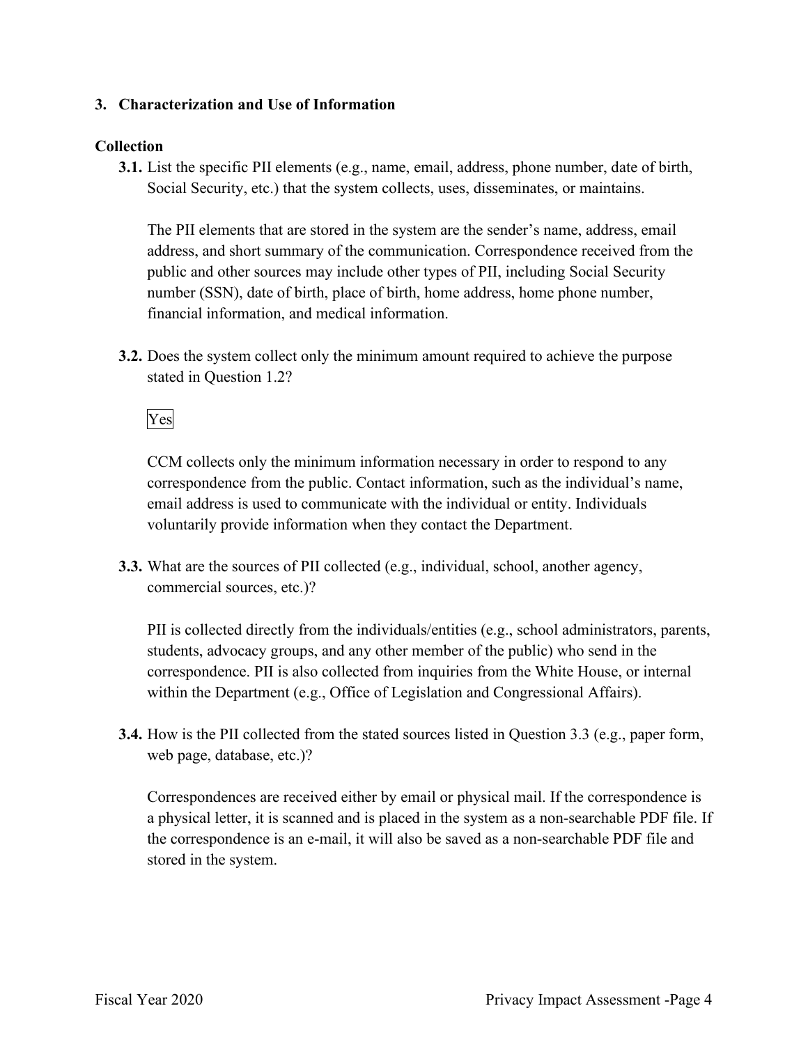## 3. Characterization and Use of Information

### Collection

**3.1.** List the specific PII elements (e.g., name, email, address, phone number, date of birth, Social Security, etc.) that the system collects, uses, disseminates, or maintains.

The PII elements that are stored in the system are the sender's name, address, email address, and short summary of the communication. Correspondence received from the public and other sources may include other types of PII, including Social Security number (SSN), date of birth, place of birth, home address, home phone number, financial information, and medical information.

**3.2.** Does the system collect only the minimum amount required to achieve the purpose stated in Question 1.2?

Yes

CCM collects only the minimum information necessary in order to respond to any correspondence from the public. Contact information, such as the individual's name, email address is used to communicate with the individual or entity. Individuals voluntarily provide information when they contact the Department.

**3.3.** What are the sources of PII collected (e.g., individual, school, another agency, commercial sources, etc.)?

PII is collected directly from the individuals/entities (e.g., school administrators, parents, students, advocacy groups, and any other member of the public) who send in the correspondence. PII is also collected from inquiries from the White House, or internal within the Department (e.g., Office of Legislation and Congressional Affairs).

**3.4.** How is the PII collected from the stated sources listed in Question 3.3 (e.g., paper form, web page, database, etc.)?

Correspondences are received either by email or physical mail. If the correspondence is a physical letter, it is scanned and is placed in the system as a non-searchable PDF file. If the correspondence is an e-mail, it will also be saved as a non-searchable PDF file and stored in the system.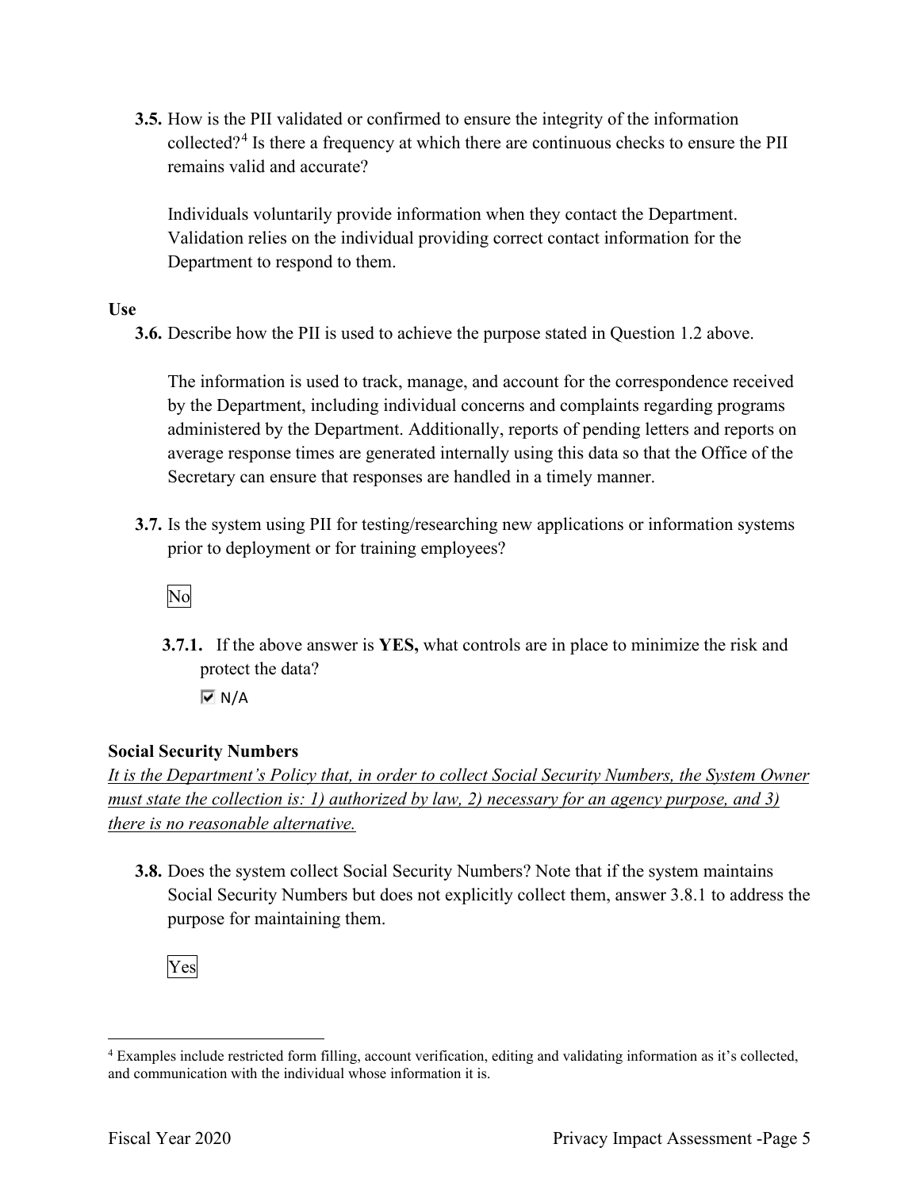**3.5.** How is the PII validated or confirmed to ensure the integrity of the information collected?[4] Is there a frequency at which there are continuous checks to ensure the PII remains valid and accurate?

Individuals voluntarily provide information when they contact the Department. Validation relies on the individual providing correct contact information for the Department to respond to them.

**Use**

**3.6.** Describe how the PII is used to achieve the purpose stated in Question 1.2 above.

The information is used to track, manage, and account for the correspondence received by the Department, including individual concerns and complaints regarding programs administered by the Department. Additionally, reports of pending letters and reports on average response times are generated internally using this data so that the Office of the Secretary can ensure that responses are handled in a timely manner.

**3.7.** Is the system using PII for testing/researching new applications or information systems prior to deployment or for training employees?

No

**3.7.1.** If the above answer is **YES,** what controls are in place to minimize the risk and protect the data?

☑ N/A

**Social Security Numbers**

*It is the Department's Policy that, in order to collect Social Security Numbers, the System Owner must state the collection is: 1) authorized by law, 2) necessary for an agency purpose, and 3) there is no reasonable alternative.*

**3.8.** Does the system collect Social Security Numbers? Note that if the system maintains Social Security Numbers but does not explicitly collect them, answer 3.8.1 to address the purpose for maintaining them.

Yes

---

[4] Examples include restricted form filling, account verification, editing and validating information as it's collected, and communication with the individual whose information it is.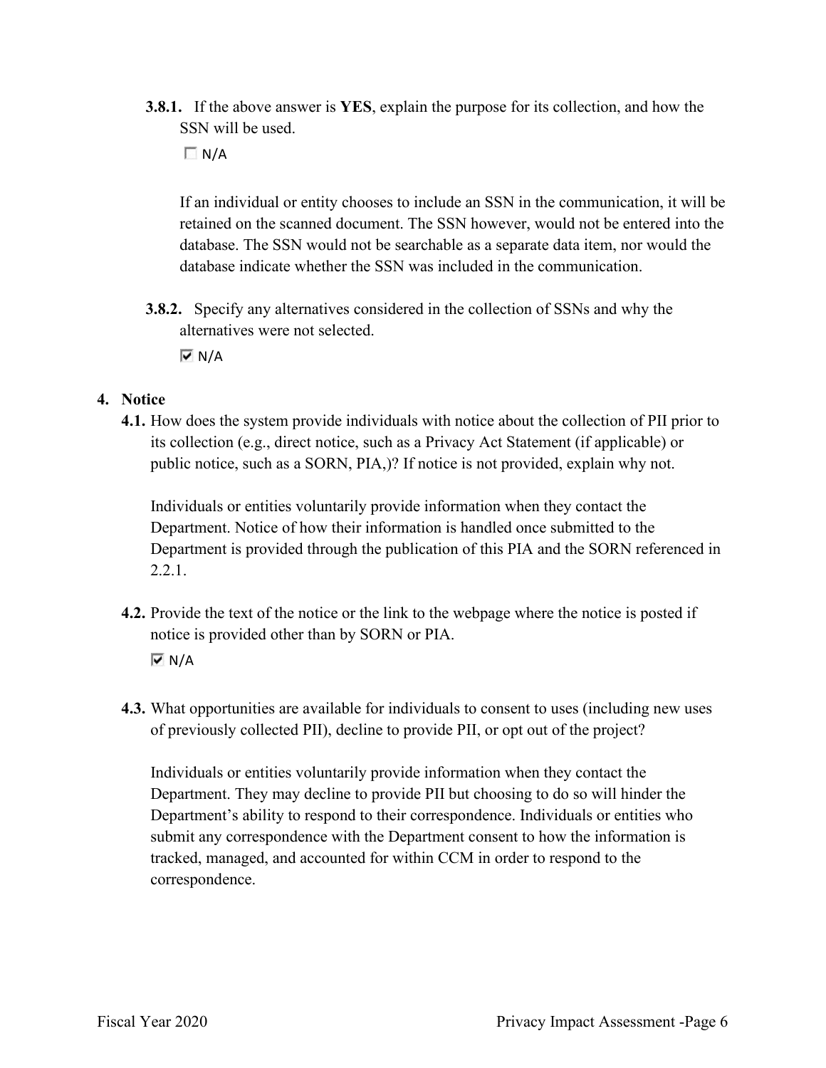**3.8.1.** If the above answer is **YES**, explain the purpose for its collection, and how the SSN will be used.

☐ N/A

If an individual or entity chooses to include an SSN in the communication, it will be retained on the scanned document. The SSN however, would not be entered into the database. The SSN would not be searchable as a separate data item, nor would the database indicate whether the SSN was included in the communication.

**3.8.2.** Specify any alternatives considered in the collection of SSNs and why the alternatives were not selected.

☑ N/A

## 4. Notice

**4.1.** How does the system provide individuals with notice about the collection of PII prior to its collection (e.g., direct notice, such as a Privacy Act Statement (if applicable) or public notice, such as a SORN, PIA,)? If notice is not provided, explain why not.

Individuals or entities voluntarily provide information when they contact the Department. Notice of how their information is handled once submitted to the Department is provided through the publication of this PIA and the SORN referenced in 2.2.1.

**4.2.** Provide the text of the notice or the link to the webpage where the notice is posted if notice is provided other than by SORN or PIA.

☑ N/A

**4.3.** What opportunities are available for individuals to consent to uses (including new uses of previously collected PII), decline to provide PII, or opt out of the project?

Individuals or entities voluntarily provide information when they contact the Department. They may decline to provide PII but choosing to do so will hinder the Department's ability to respond to their correspondence. Individuals or entities who submit any correspondence with the Department consent to how the information is tracked, managed, and accounted for within CCM in order to respond to the correspondence.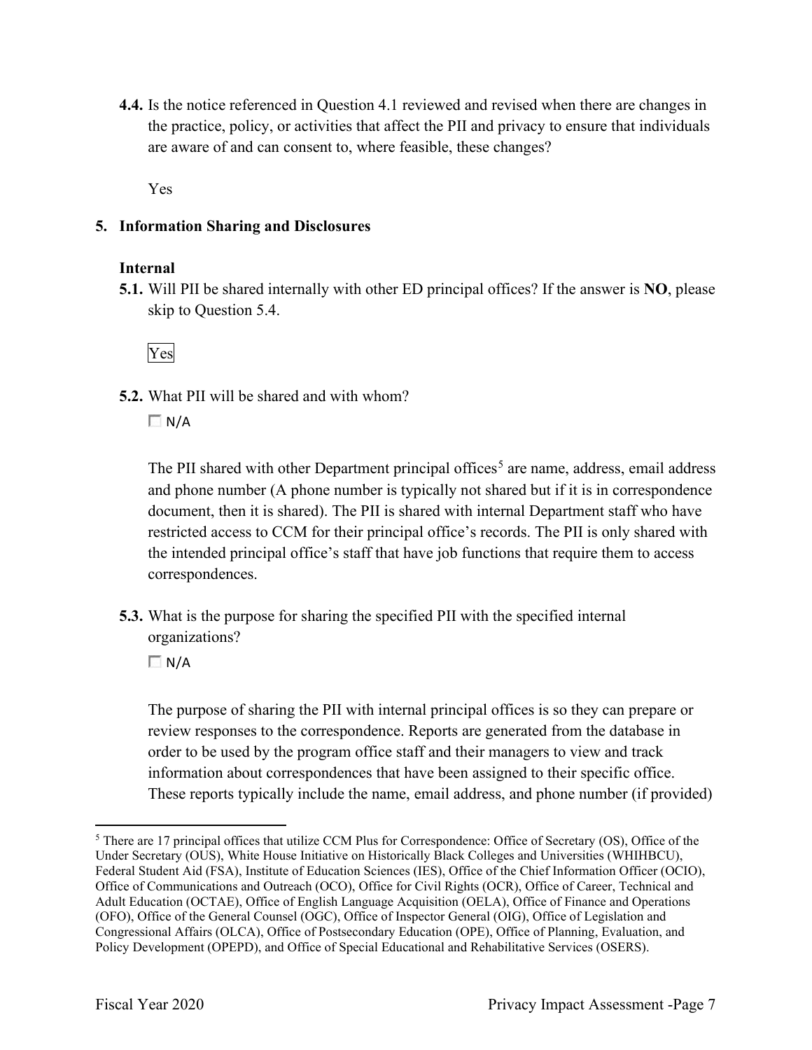**4.4.** Is the notice referenced in Question 4.1 reviewed and revised when there are changes in the practice, policy, or activities that affect the PII and privacy to ensure that individuals are aware of and can consent to, where feasible, these changes?

Yes

**5. Information Sharing and Disclosures**

**Internal**

**5.1.** Will PII be shared internally with other ED principal offices? If the answer is **NO**, please skip to Question 5.4.

Yes

**5.2.** What PII will be shared and with whom?

☐ N/A

The PII shared with other Department principal offices[5] are name, address, email address and phone number (A phone number is typically not shared but if it is in correspondence document, then it is shared). The PII is shared with internal Department staff who have restricted access to CCM for their principal office's records. The PII is only shared with the intended principal office's staff that have job functions that require them to access correspondences.

**5.3.** What is the purpose for sharing the specified PII with the specified internal organizations?

☐ N/A

The purpose of sharing the PII with internal principal offices is so they can prepare or review responses to the correspondence. Reports are generated from the database in order to be used by the program office staff and their managers to view and track information about correspondences that have been assigned to their specific office. These reports typically include the name, email address, and phone number (if provided)

[5] There are 17 principal offices that utilize CCM Plus for Correspondence: Office of Secretary (OS), Office of the Under Secretary (OUS), White House Initiative on Historically Black Colleges and Universities (WHIHBCU), Federal Student Aid (FSA), Institute of Education Sciences (IES), Office of the Chief Information Officer (OCIO), Office of Communications and Outreach (OCO), Office for Civil Rights (OCR), Office of Career, Technical and Adult Education (OCTAE), Office of English Language Acquisition (OELA), Office of Finance and Operations (OFO), Office of the General Counsel (OGC), Office of Inspector General (OIG), Office of Legislation and Congressional Affairs (OLCA), Office of Postsecondary Education (OPE), Office of Planning, Evaluation, and Policy Development (OPEPD), and Office of Special Educational and Rehabilitative Services (OSERS).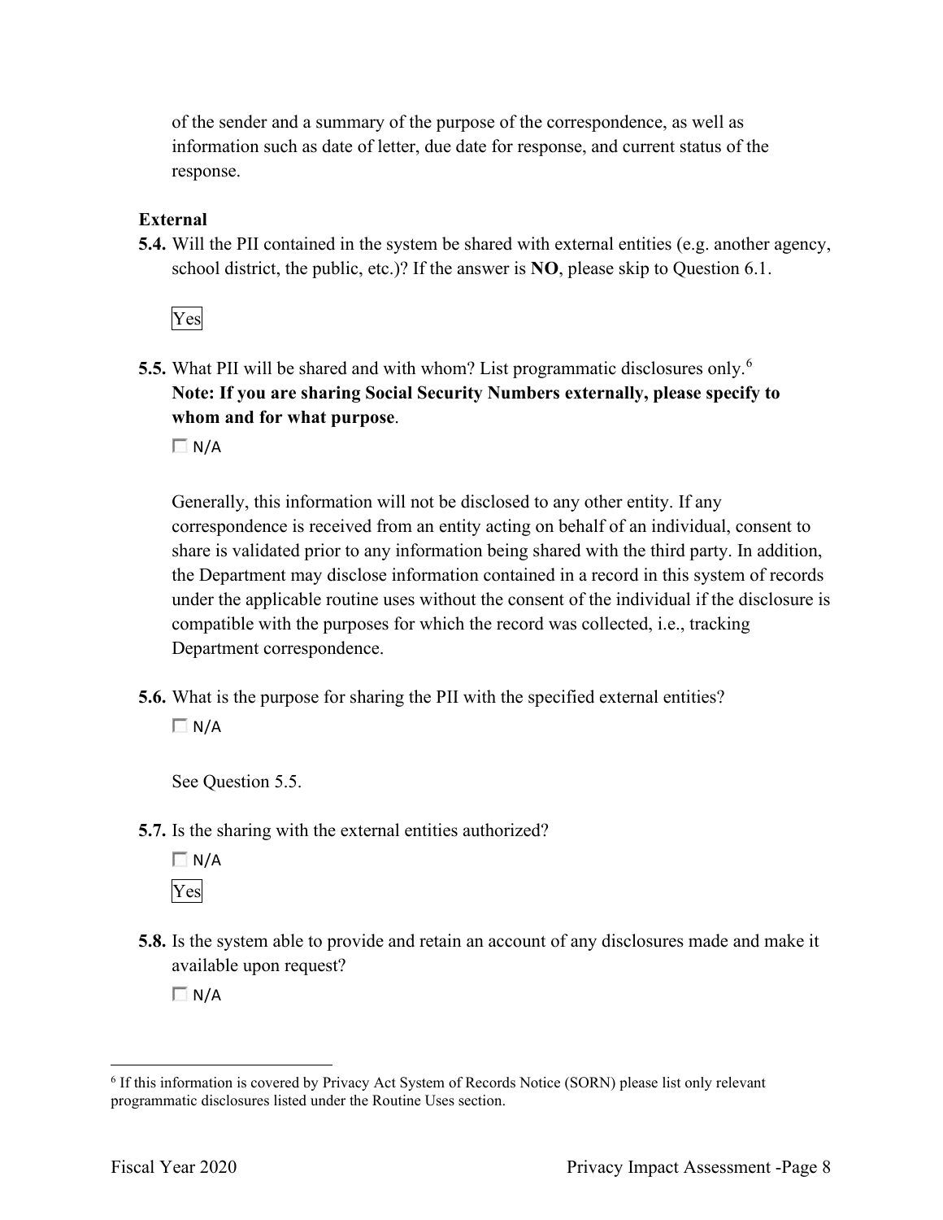of the sender and a summary of the purpose of the correspondence, as well as information such as date of letter, due date for response, and current status of the response.

**External**

**5.4.** Will the PII contained in the system be shared with external entities (e.g. another agency, school district, the public, etc.)? If the answer is **NO**, please skip to Question 6.1.

Yes

**5.5.** What PII will be shared and with whom? List programmatic disclosures only.[6] **Note: If you are sharing Social Security Numbers externally, please specify to whom and for what purpose**.

☐ N/A

Generally, this information will not be disclosed to any other entity. If any correspondence is received from an entity acting on behalf of an individual, consent to share is validated prior to any information being shared with the third party. In addition, the Department may disclose information contained in a record in this system of records under the applicable routine uses without the consent of the individual if the disclosure is compatible with the purposes for which the record was collected, i.e., tracking Department correspondence.

**5.6.** What is the purpose for sharing the PII with the specified external entities?

☐ N/A

See Question 5.5.

**5.7.** Is the sharing with the external entities authorized?

☐ N/A

Yes

**5.8.** Is the system able to provide and retain an account of any disclosures made and make it available upon request?

☐ N/A

---

[6] If this information is covered by Privacy Act System of Records Notice (SORN) please list only relevant programmatic disclosures listed under the Routine Uses section.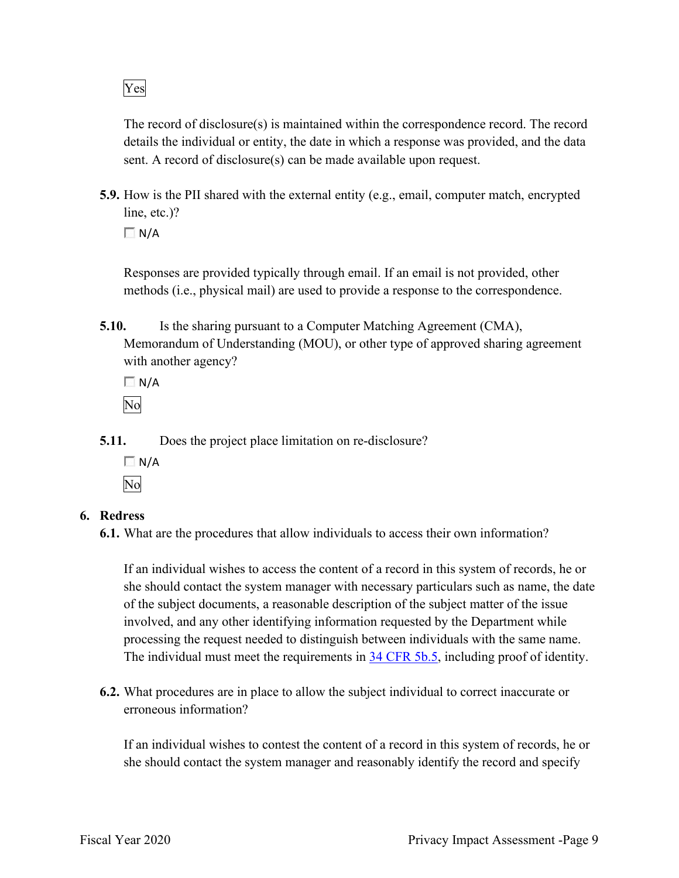Yes

The record of disclosure(s) is maintained within the correspondence record. The record details the individual or entity, the date in which a response was provided, and the data sent. A record of disclosure(s) can be made available upon request.

**5.9.** How is the PII shared with the external entity (e.g., email, computer match, encrypted line, etc.)?

☐ N/A

Responses are provided typically through email. If an email is not provided, other methods (i.e., physical mail) are used to provide a response to the correspondence.

**5.10.** Is the sharing pursuant to a Computer Matching Agreement (CMA), Memorandum of Understanding (MOU), or other type of approved sharing agreement with another agency?

☐ N/A

No

**5.11.** Does the project place limitation on re-disclosure?

☐ N/A

No

## 6. Redress

**6.1.** What are the procedures that allow individuals to access their own information?

If an individual wishes to access the content of a record in this system of records, he or she should contact the system manager with necessary particulars such as name, the date of the subject documents, a reasonable description of the subject matter of the issue involved, and any other identifying information requested by the Department while processing the request needed to distinguish between individuals with the same name. The individual must meet the requirements in 34 CFR 5b.5, including proof of identity.

**6.2.** What procedures are in place to allow the subject individual to correct inaccurate or erroneous information?

If an individual wishes to contest the content of a record in this system of records, he or she should contact the system manager and reasonably identify the record and specify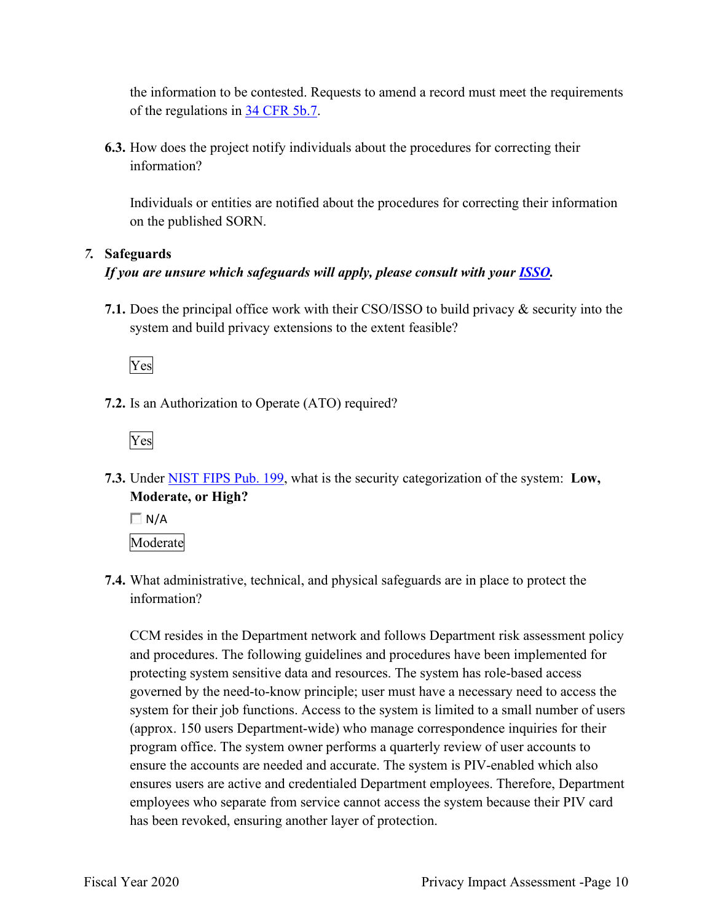the information to be contested. Requests to amend a record must meet the requirements of the regulations in 34 CFR 5b.7.

**6.3.** How does the project notify individuals about the procedures for correcting their information?

Individuals or entities are notified about the procedures for correcting their information on the published SORN.

## 7. Safeguards

***If you are unsure which safeguards will apply, please consult with your ISSO.***

**7.1.** Does the principal office work with their CSO/ISSO to build privacy & security into the system and build privacy extensions to the extent feasible?

Yes

**7.2.** Is an Authorization to Operate (ATO) required?

Yes

**7.3.** Under NIST FIPS Pub. 199, what is the security categorization of the system: **Low, Moderate, or High?**

☐ N/A

Moderate

**7.4.** What administrative, technical, and physical safeguards are in place to protect the information?

CCM resides in the Department network and follows Department risk assessment policy and procedures. The following guidelines and procedures have been implemented for protecting system sensitive data and resources. The system has role-based access governed by the need-to-know principle; user must have a necessary need to access the system for their job functions. Access to the system is limited to a small number of users (approx. 150 users Department-wide) who manage correspondence inquiries for their program office. The system owner performs a quarterly review of user accounts to ensure the accounts are needed and accurate. The system is PIV-enabled which also ensures users are active and credentialed Department employees. Therefore, Department employees who separate from service cannot access the system because their PIV card has been revoked, ensuring another layer of protection.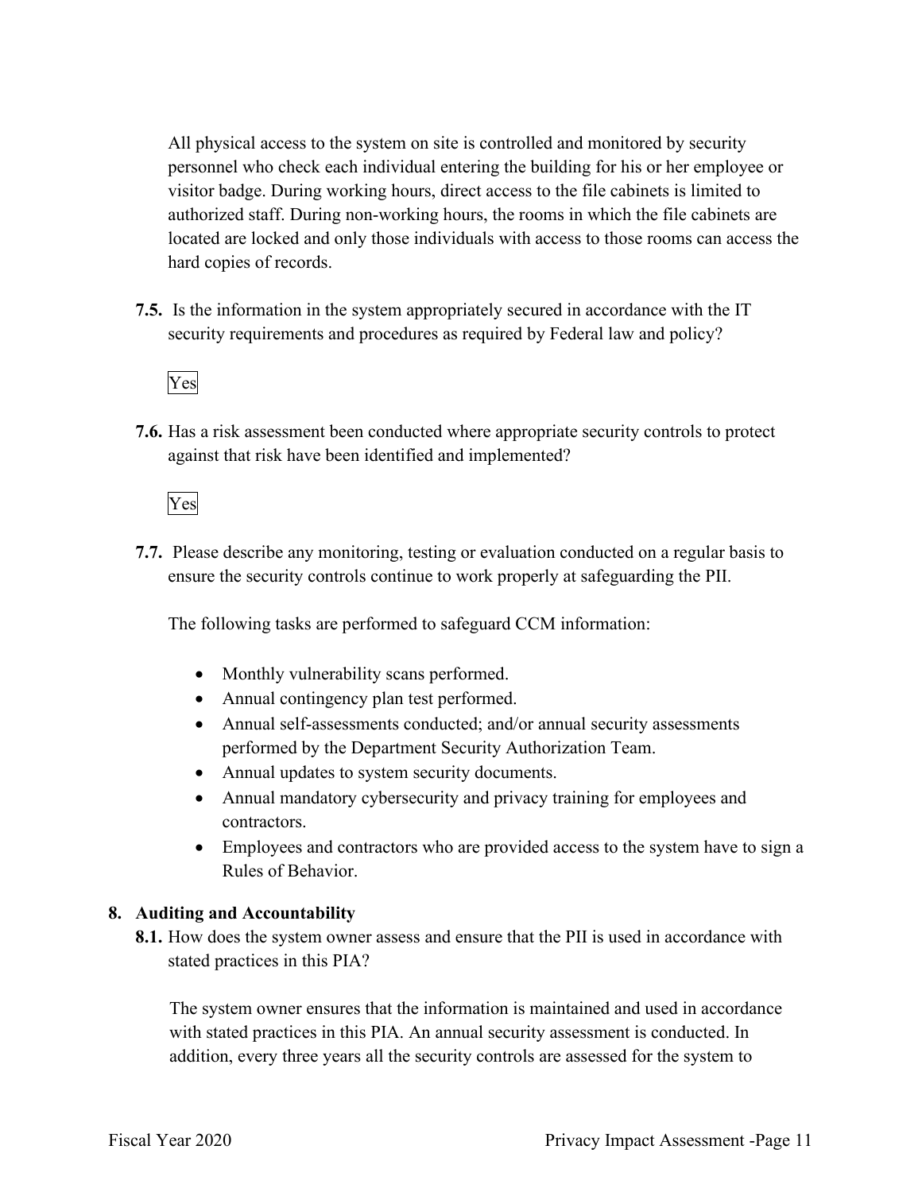All physical access to the system on site is controlled and monitored by security personnel who check each individual entering the building for his or her employee or visitor badge. During working hours, direct access to the file cabinets is limited to authorized staff. During non-working hours, the rooms in which the file cabinets are located are locked and only those individuals with access to those rooms can access the hard copies of records.

**7.5.** Is the information in the system appropriately secured in accordance with the IT security requirements and procedures as required by Federal law and policy?

Yes

**7.6.** Has a risk assessment been conducted where appropriate security controls to protect against that risk have been identified and implemented?

Yes

**7.7.** Please describe any monitoring, testing or evaluation conducted on a regular basis to ensure the security controls continue to work properly at safeguarding the PII.

The following tasks are performed to safeguard CCM information:

- Monthly vulnerability scans performed.
- Annual contingency plan test performed.
- Annual self-assessments conducted; and/or annual security assessments performed by the Department Security Authorization Team.
- Annual updates to system security documents.
- Annual mandatory cybersecurity and privacy training for employees and contractors.
- Employees and contractors who are provided access to the system have to sign a Rules of Behavior.

**8. Auditing and Accountability**

**8.1.** How does the system owner assess and ensure that the PII is used in accordance with stated practices in this PIA?

The system owner ensures that the information is maintained and used in accordance with stated practices in this PIA. An annual security assessment is conducted. In addition, every three years all the security controls are assessed for the system to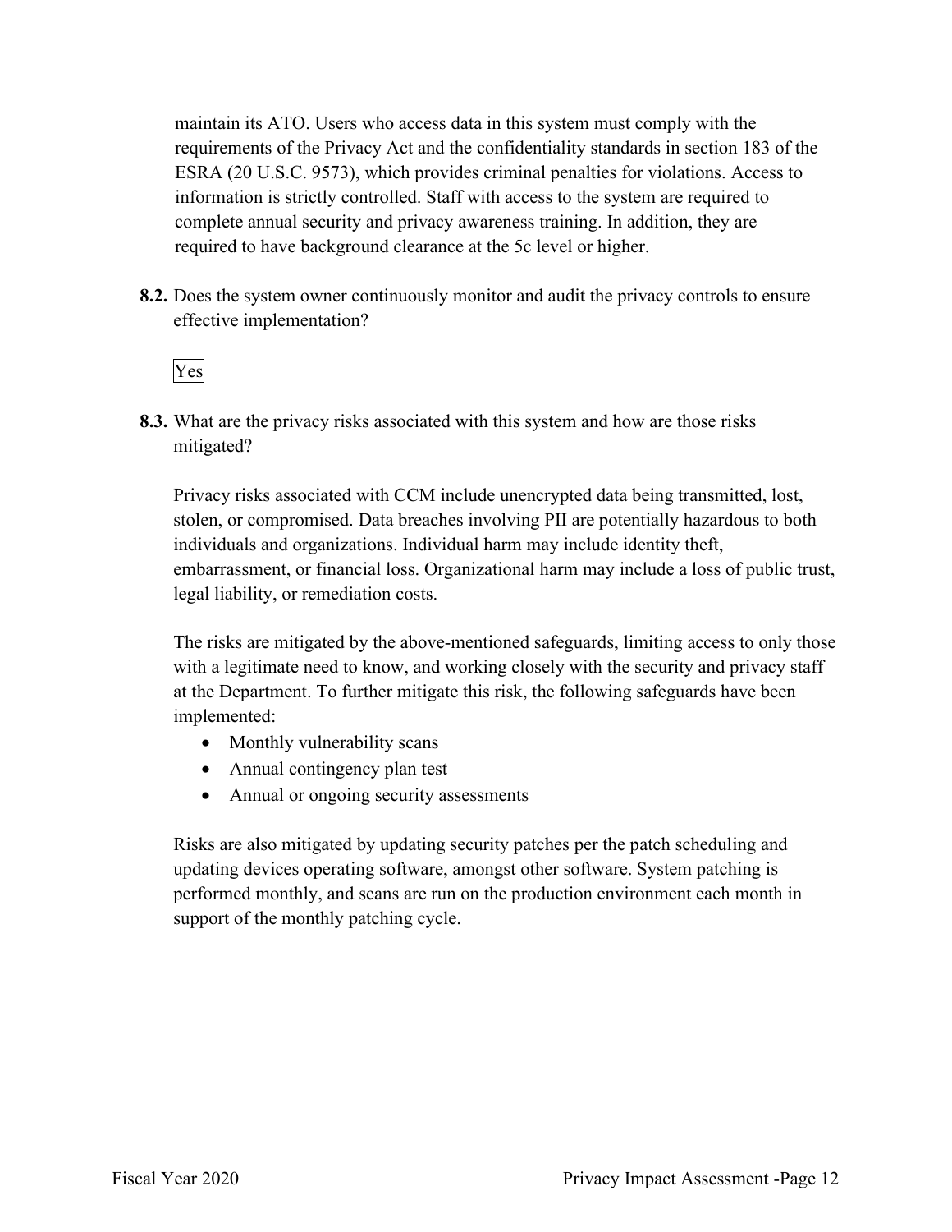maintain its ATO. Users who access data in this system must comply with the requirements of the Privacy Act and the confidentiality standards in section 183 of the ESRA (20 U.S.C. 9573), which provides criminal penalties for violations. Access to information is strictly controlled. Staff with access to the system are required to complete annual security and privacy awareness training. In addition, they are required to have background clearance at the 5c level or higher.

**8.2.** Does the system owner continuously monitor and audit the privacy controls to ensure effective implementation?

Yes

**8.3.** What are the privacy risks associated with this system and how are those risks mitigated?

Privacy risks associated with CCM include unencrypted data being transmitted, lost, stolen, or compromised. Data breaches involving PII are potentially hazardous to both individuals and organizations. Individual harm may include identity theft, embarrassment, or financial loss. Organizational harm may include a loss of public trust, legal liability, or remediation costs.

The risks are mitigated by the above-mentioned safeguards, limiting access to only those with a legitimate need to know, and working closely with the security and privacy staff at the Department. To further mitigate this risk, the following safeguards have been implemented:

- Monthly vulnerability scans
- Annual contingency plan test
- Annual or ongoing security assessments

Risks are also mitigated by updating security patches per the patch scheduling and updating devices operating software, amongst other software. System patching is performed monthly, and scans are run on the production environment each month in support of the monthly patching cycle.